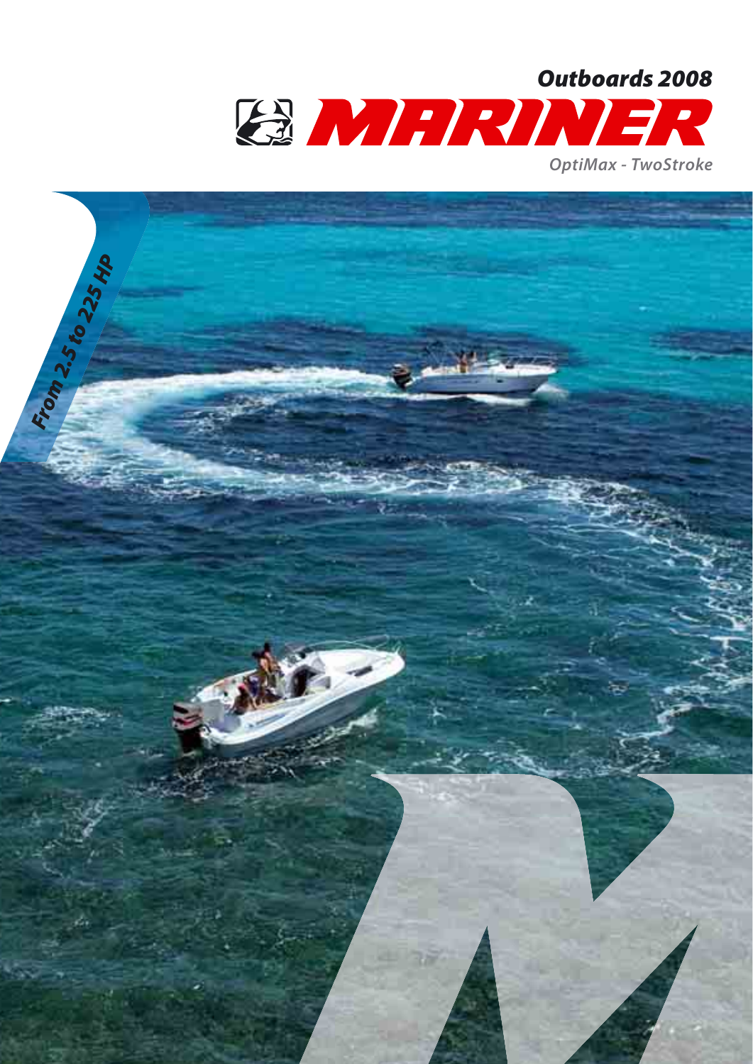# Outboards 2008

# MARINER

*OptiMax - TwoStroke*

*From 2.5 to 225 HP*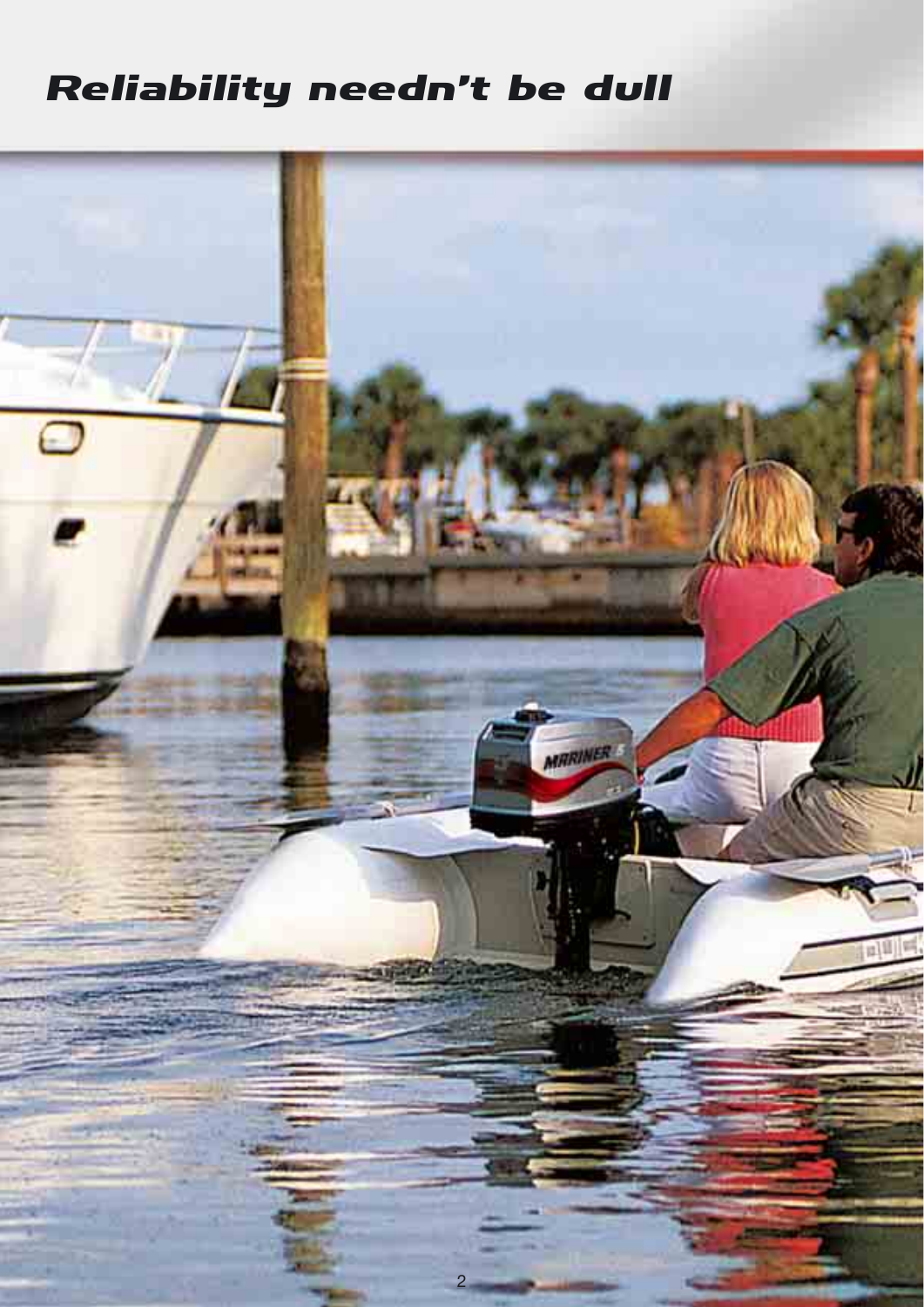# Reliability needn't be dull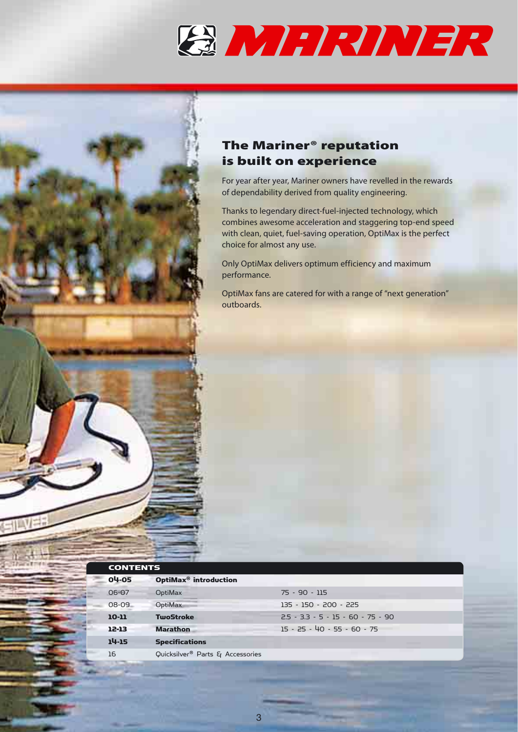# MARINER

## The Mariner® reputation is built on experience

For year after year, Mariner owners have revelled in the rewards of dependability derived from quality engineering.

Thanks to legendary direct-fuel-injected technology, which combines awesome acceleration and staggering top-end speed with clean, quiet, fuel-saving operation, OptiMax is the perfect choice for almost any use.

Only OptiMax delivers optimum efficiency and maximum performance.

OptiMax fans are catered for with a range of "next generation" outboards.

| CONTENTS | | |
|---|---|---|
| **04-05** | **OptiMax® introduction** | |
| 06-07 | OptiMax | 75 - 90 - 115 |
| 08-09 | OptiMax | 135 - 150 - 200 - 225 |
| **10-11** | **TwoStroke** | 2.5 - 3.3 - 5 - 15 - 60 - 75 - 90 |
| **12-13** | **Marathon** | 15 - 25 - 40 - 55 - 60 - 75 |
| **14-15** | **Specifications** | |
| 16 | Quicksilver® Parts & Accessories | |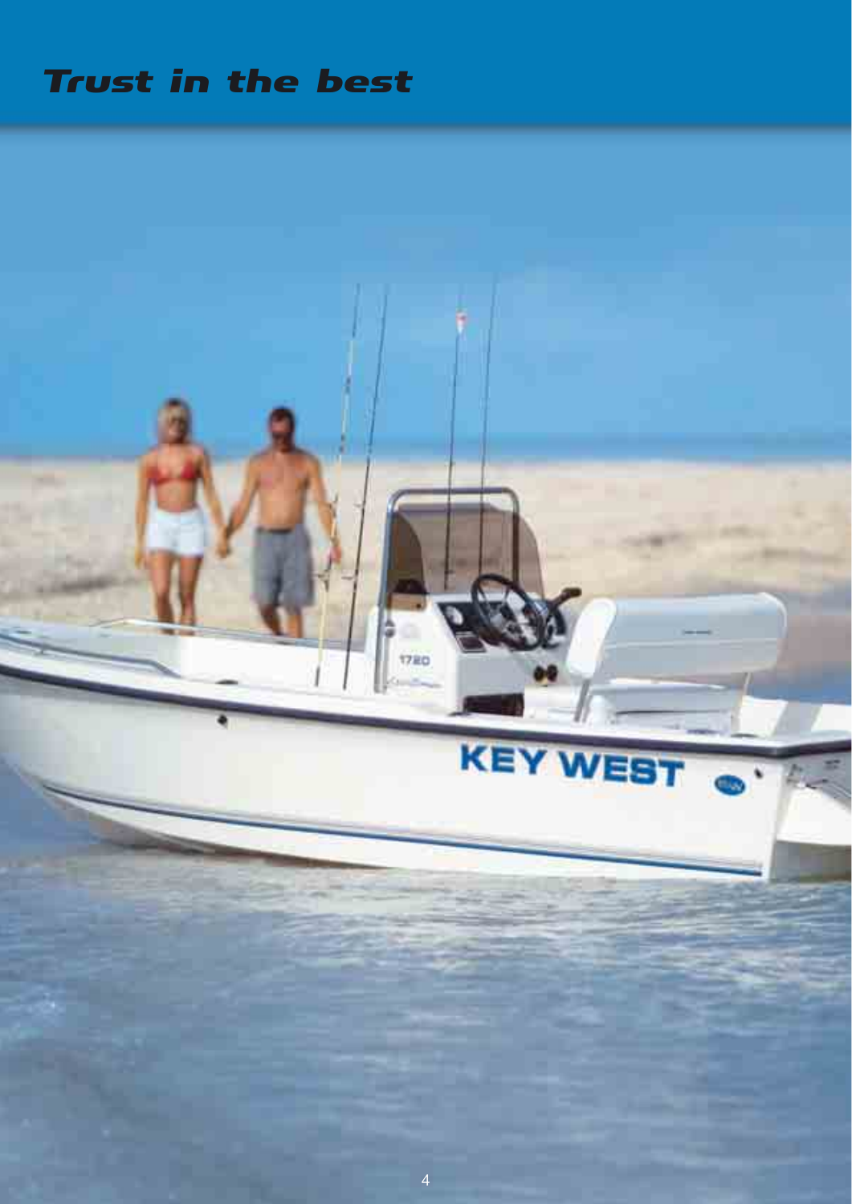# *Trust in the best*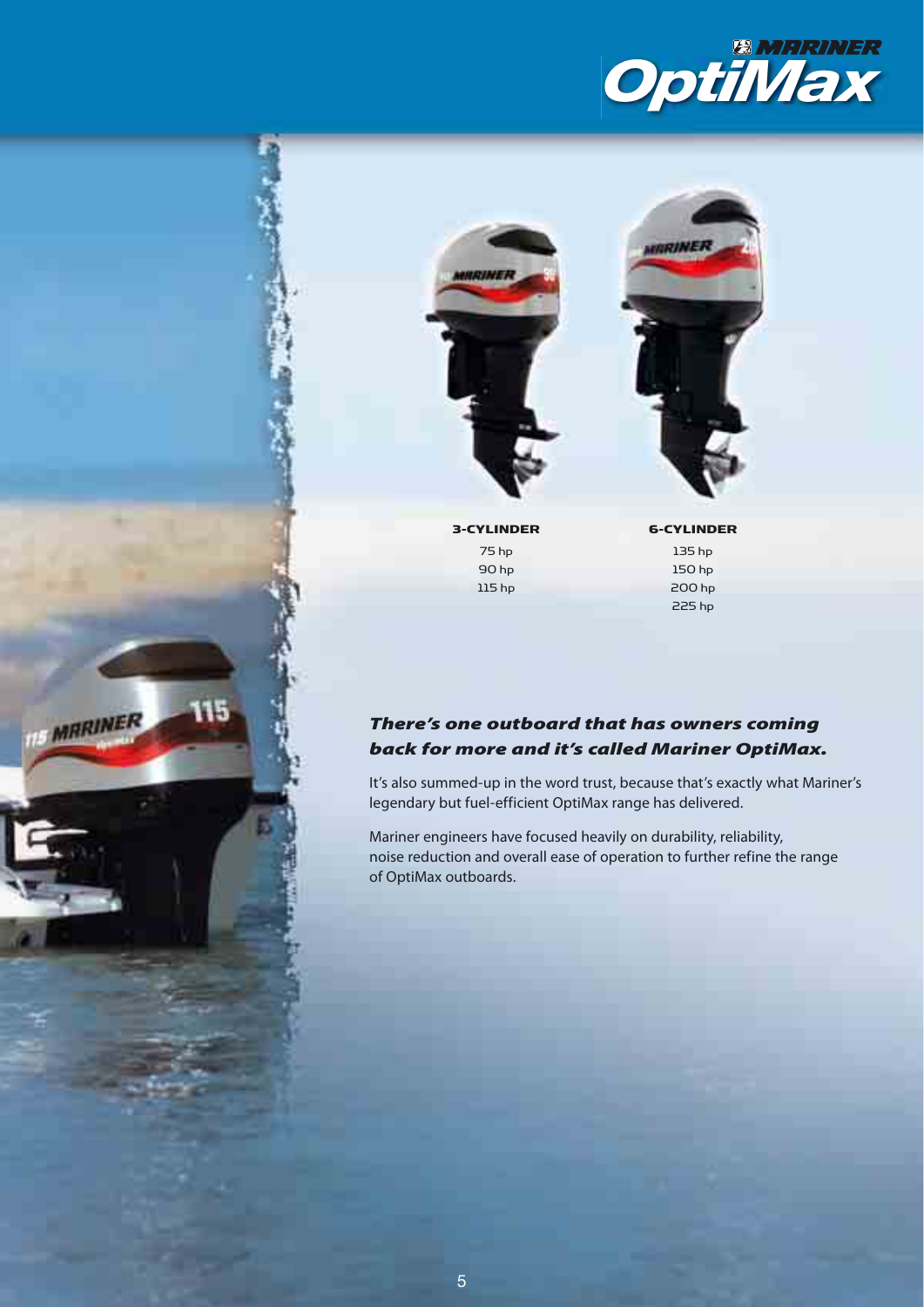# Mariner OptiMax

| 3-CYLINDER | 6-CYLINDER |
|---|---|
| 75 hp | 135 hp |
| 90 hp | 150 hp |
| 115 hp | 200 hp |
| | 225 hp |

***There's one outboard that has owners coming back for more and it's called Mariner OptiMax.***

It's also summed-up in the word trust, because that's exactly what Mariner's legendary but fuel-efficient OptiMax range has delivered.

Mariner engineers have focused heavily on durability, reliability, noise reduction and overall ease of operation to further refine the range of OptiMax outboards.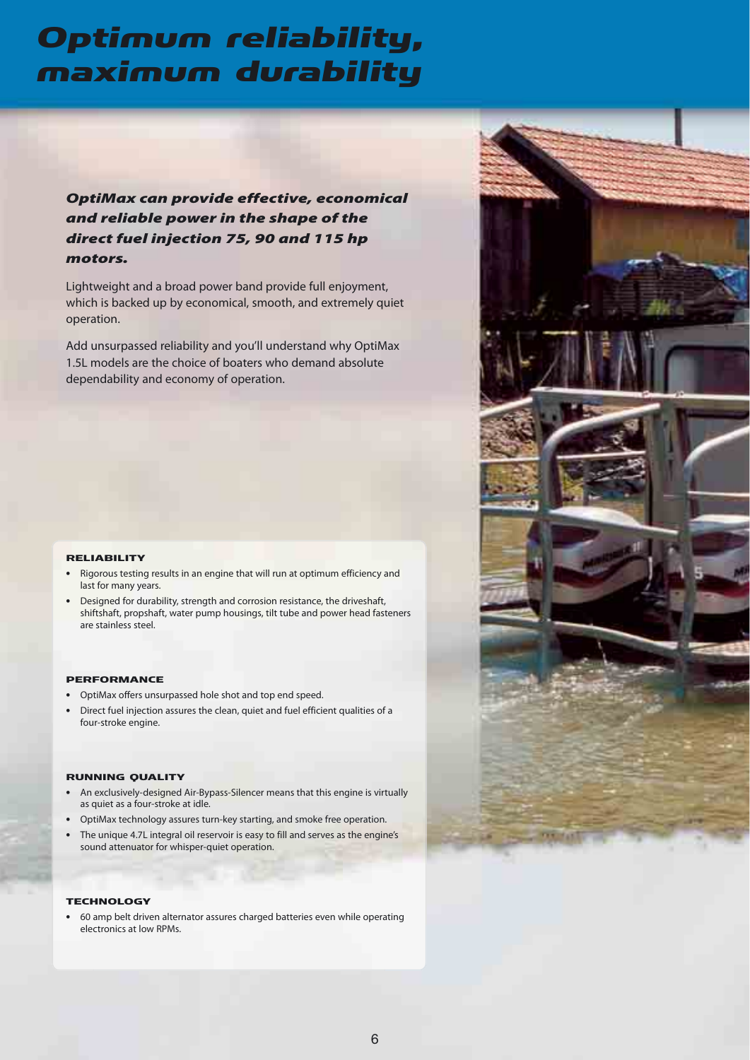# Optimum reliability, maximum durability

***OptiMax can provide effective, economical and reliable power in the shape of the direct fuel injection 75, 90 and 115 hp motors.***

Lightweight and a broad power band provide full enjoyment, which is backed up by economical, smooth, and extremely quiet operation.

Add unsurpassed reliability and you'll understand why OptiMax 1.5L models are the choice of boaters who demand absolute dependability and economy of operation.

### RELIABILITY

- Rigorous testing results in an engine that will run at optimum efficiency and last for many years.
- Designed for durability, strength and corrosion resistance, the driveshaft, shiftshaft, propshaft, water pump housings, tilt tube and power head fasteners are stainless steel.

### PERFORMANCE

- OptiMax offers unsurpassed hole shot and top end speed.
- Direct fuel injection assures the clean, quiet and fuel efficient qualities of a four-stroke engine.

### RUNNING QUALITY

- An exclusively-designed Air-Bypass-Silencer means that this engine is virtually as quiet as a four-stroke at idle.
- OptiMax technology assures turn-key starting, and smoke free operation.
- The unique 4.7L integral oil reservoir is easy to fill and serves as the engine's sound attenuator for whisper-quiet operation.

### TECHNOLOGY

- 60 amp belt driven alternator assures charged batteries even while operating electronics at low RPMs.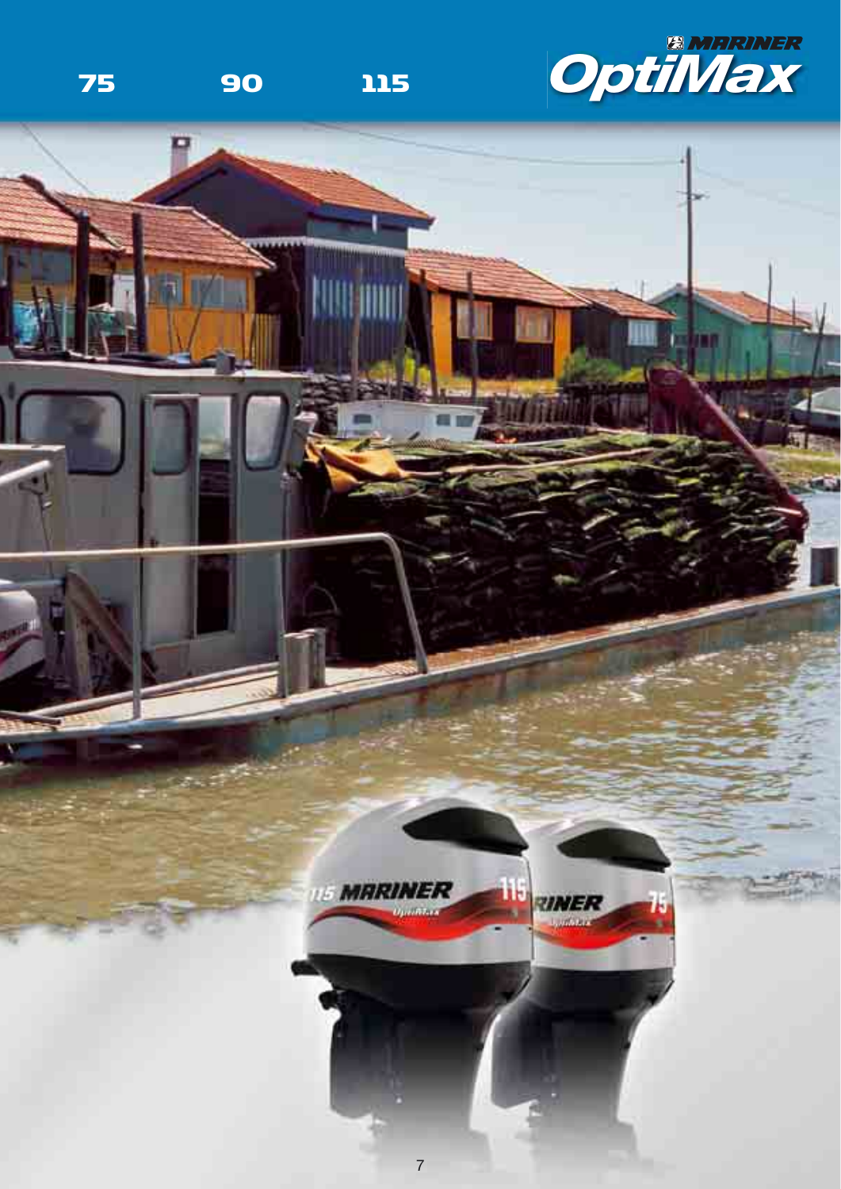75 90 115

MARINER OptiMax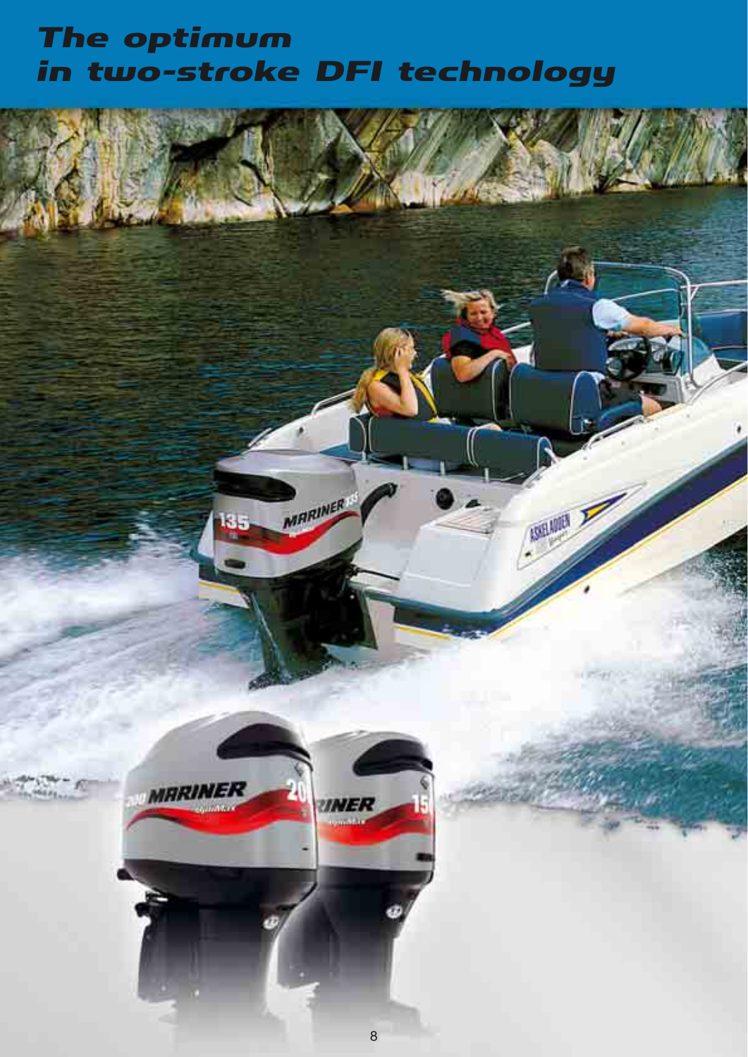# The optimum in two-stroke DFI technology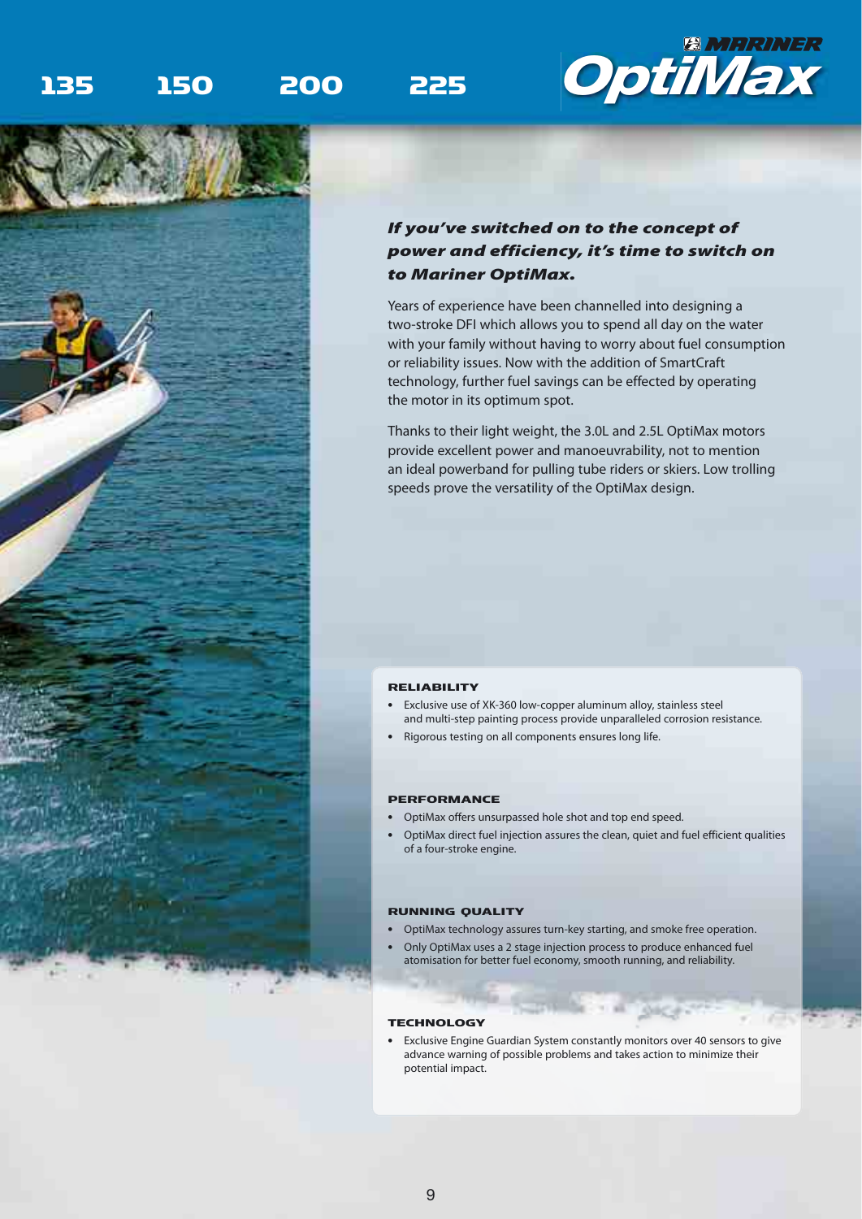# 135 150 200 225

## Mariner OptiMax

***If you've switched on to the concept of power and efficiency, it's time to switch on to Mariner OptiMax.***

Years of experience have been channelled into designing a two-stroke DFI which allows you to spend all day on the water with your family without having to worry about fuel consumption or reliability issues. Now with the addition of SmartCraft technology, further fuel savings can be effected by operating the motor in its optimum spot.

Thanks to their light weight, the 3.0L and 2.5L OptiMax motors provide excellent power and manoeuvrability, not to mention an ideal powerband for pulling tube riders or skiers. Low trolling speeds prove the versatility of the OptiMax design.

### RELIABILITY

- Exclusive use of XK-360 low-copper aluminum alloy, stainless steel and multi-step painting process provide unparalleled corrosion resistance.
- Rigorous testing on all components ensures long life.

### PERFORMANCE

- OptiMax offers unsurpassed hole shot and top end speed.
- OptiMax direct fuel injection assures the clean, quiet and fuel efficient qualities of a four-stroke engine.

### RUNNING QUALITY

- OptiMax technology assures turn-key starting, and smoke free operation.
- Only OptiMax uses a 2 stage injection process to produce enhanced fuel atomisation for better fuel economy, smooth running, and reliability.

### TECHNOLOGY

- Exclusive Engine Guardian System constantly monitors over 40 sensors to give advance warning of possible problems and takes action to minimize their potential impact.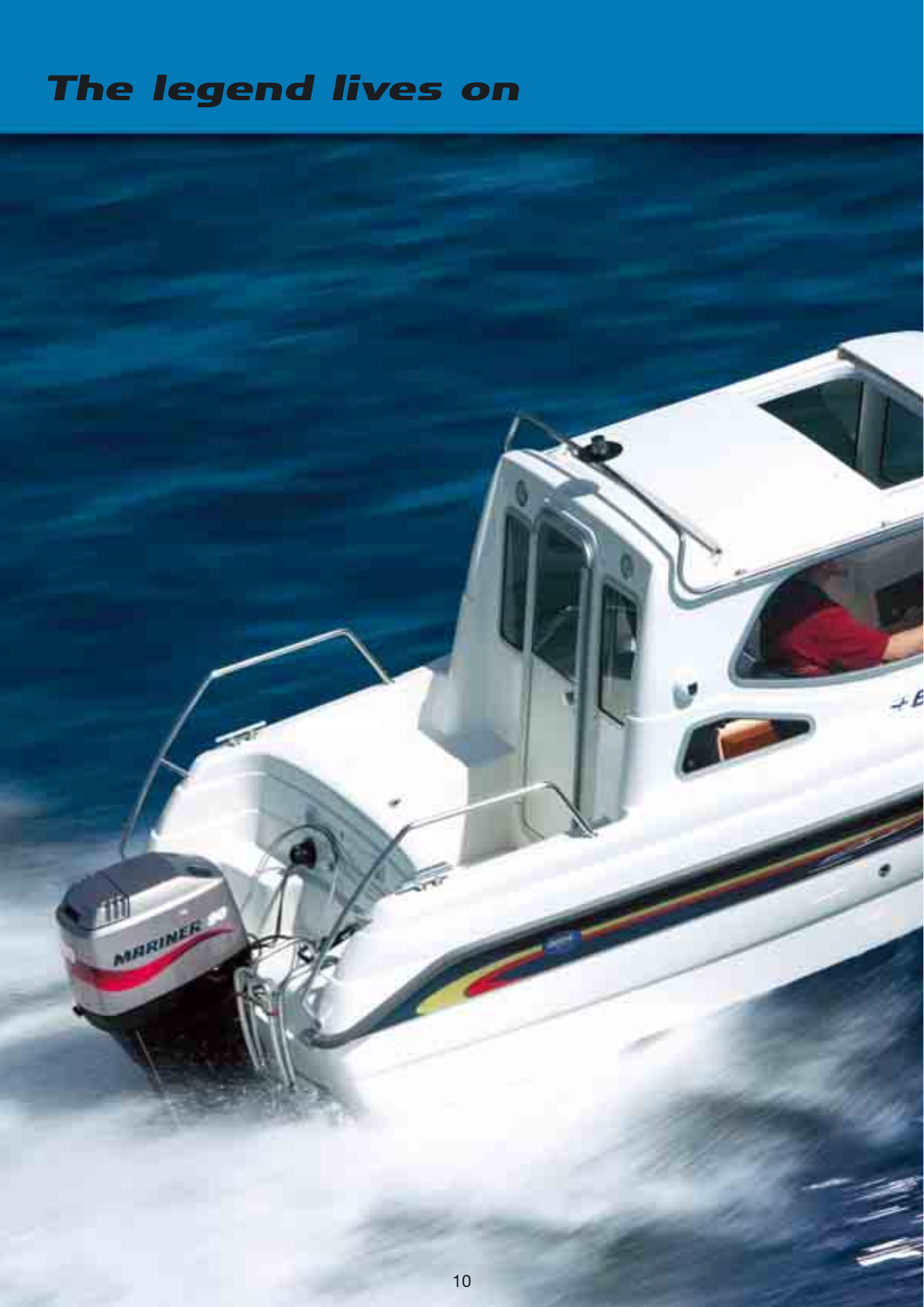# *The legend lives on*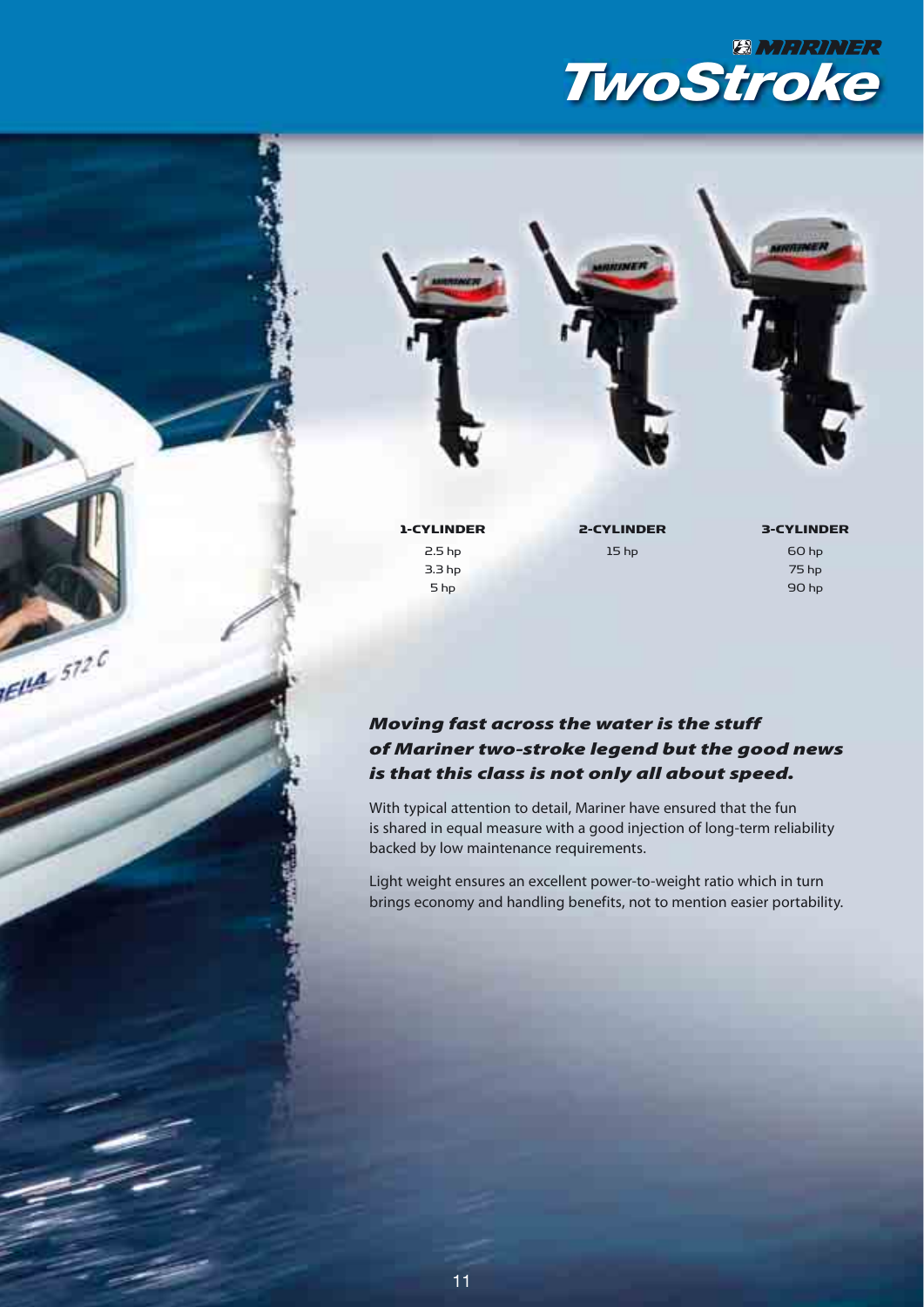# Mariner TwoStroke

| 1-CYLINDER | 2-CYLINDER | 3-CYLINDER |
|---|---|---|
| 2.5 hp | 15 hp | 60 hp |
| 3.3 hp | | 75 hp |
| 5 hp | | 90 hp |

***Moving fast across the water is the stuff of Mariner two-stroke legend but the good news is that this class is not only all about speed.***

With typical attention to detail, Mariner have ensured that the fun is shared in equal measure with a good injection of long-term reliability backed by low maintenance requirements.

Light weight ensures an excellent power-to-weight ratio which in turn brings economy and handling benefits, not to mention easier portability.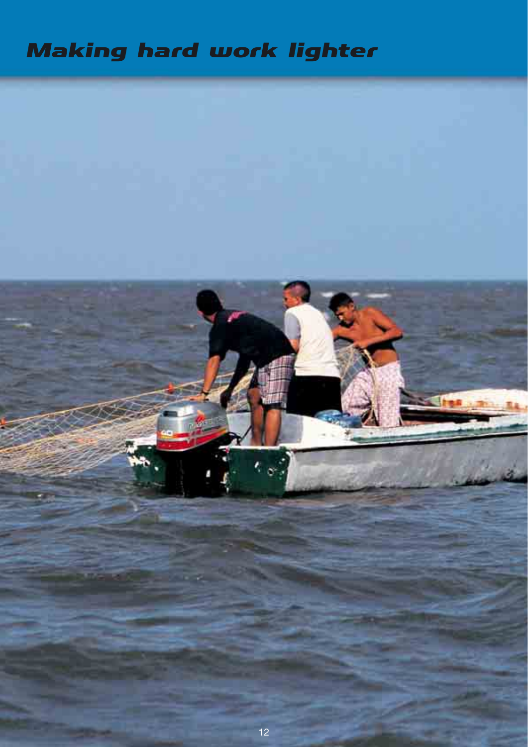# Making hard work lighter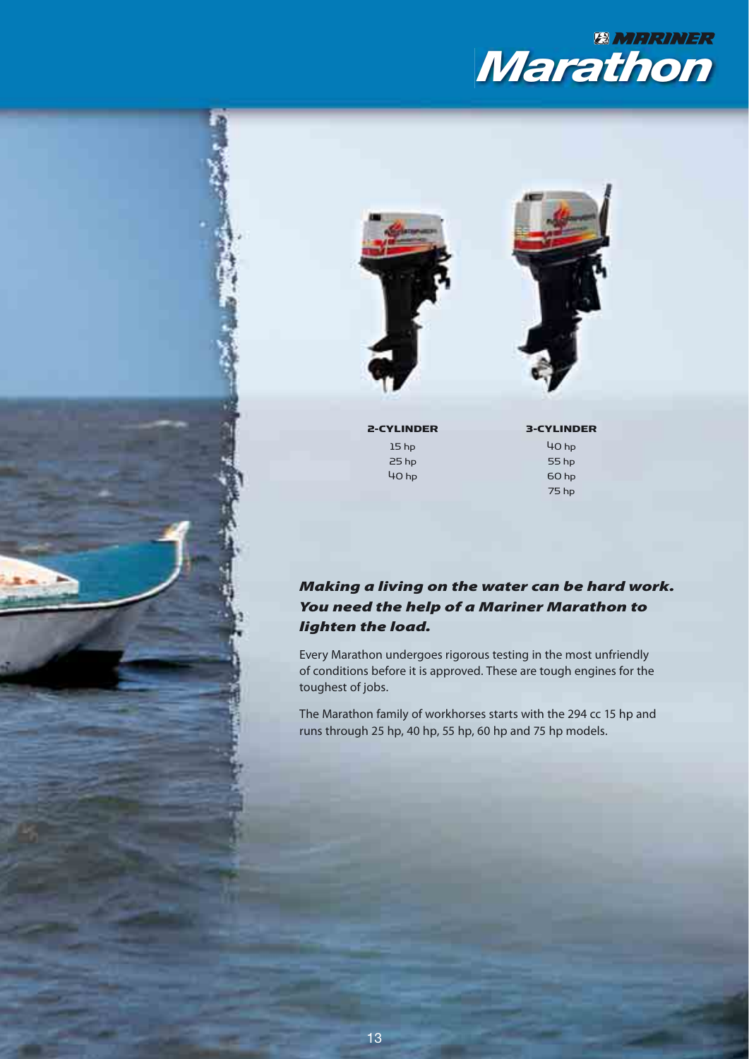# Mariner Marathon

| 2-CYLINDER | 3-CYLINDER |
| --- | --- |
| 15 hp | 40 hp |
| 25 hp | 55 hp |
| 40 hp | 60 hp |
| | 75 hp |

***Making a living on the water can be hard work. You need the help of a Mariner Marathon to lighten the load.***

Every Marathon undergoes rigorous testing in the most unfriendly of conditions before it is approved. These are tough engines for the toughest of jobs.

The Marathon family of workhorses starts with the 294 cc 15 hp and runs through 25 hp, 40 hp, 55 hp, 60 hp and 75 hp models.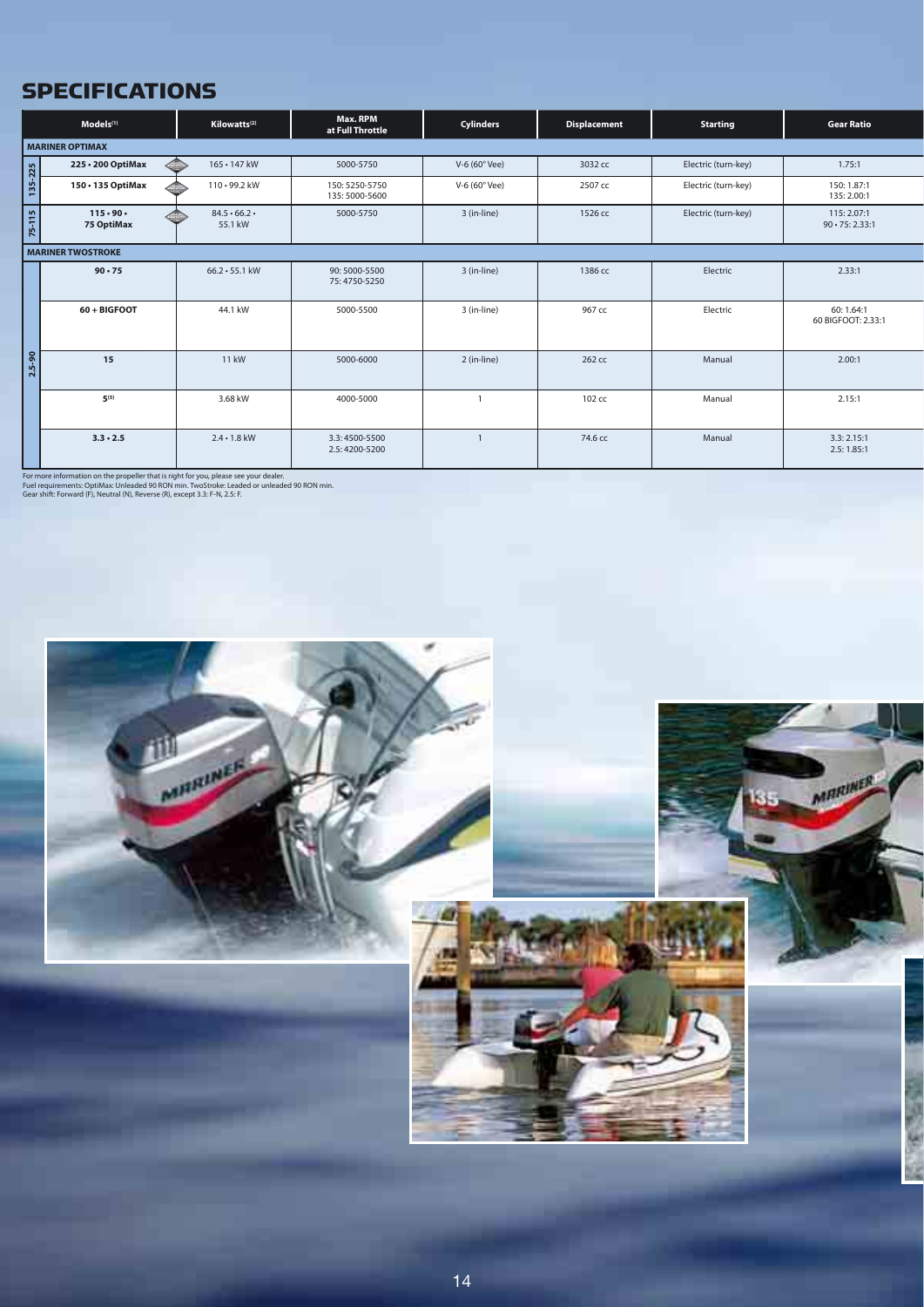# SPECIFICATIONS

| | Models[1] | Kilowatts[2] | Max. RPM at Full Throttle | Cylinders | Displacement | Starting | Gear Ratio |
|---|---|---|---|---|---|---|---|
| **MARINER OPTIMAX** | | | | | | | |
| 135-225 | **225 • 200 OptiMax** | 165 • 147 kW | 5000-5750 | V-6 (60° Vee) | 3032 cc | Electric (turn-key) | 1.75:1 |
| | **150 • 135 OptiMax** | 110 • 99.2 kW | 150: 5250-5750<br>135: 5000-5600 | V-6 (60° Vee) | 2507 cc | Electric (turn-key) | 150: 1.87:1<br>135: 2.00:1 |
| 75-115 | **115 • 90 • 75 OptiMax** | 84.5 • 66.2 • 55.1 kW | 5000-5750 | 3 (in-line) | 1526 cc | Electric (turn-key) | 115: 2.07:1<br>90 • 75: 2.33:1 |
| **MARINER TWOSTROKE** | | | | | | | |
| 2.5-90 | **90 • 75** | 66.2 • 55.1 kW | 90: 5000-5500<br>75: 4750-5250 | 3 (in-line) | 1386 cc | Electric | 2.33:1 |
| | **60 + BIGFOOT** | 44.1 kW | 5000-5500 | 3 (in-line) | 967 cc | Electric | 60: 1.64:1<br>60 BIGFOOT: 2.33:1 |
| | **15** | 11 kW | 5000-6000 | 2 (in-line) | 262 cc | Manual | 2.00:1 |
| | **5**[3] | 3.68 kW | 4000-5000 | 1 | 102 cc | Manual | 2.15:1 |
| | **3.3 • 2.5** | 2.4 • 1.8 kW | 3.3: 4500-5500<br>2.5: 4200-5200 | 1 | 74.6 cc | Manual | 3.3: 2.15:1<br>2.5: 1.85:1 |

For more information on the propeller that is right for you, please see your dealer.
Fuel requirements: OptiMax: Unleaded 90 RON min. TwoStroke: Leaded or unleaded 90 RON min.
Gear shift: Forward (F), Neutral (N), Reverse (R), except 3.3: F-N, 2.5: F.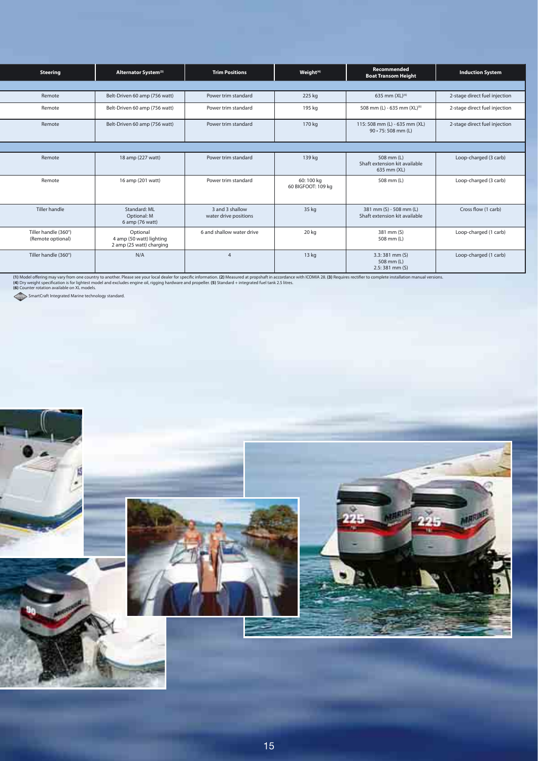| Steering | Alternator System[3] | Trim Positions | Weight[4] | Recommended Boat Transom Height | Induction System |
|---|---|---|---|---|---|
| | | | | | |
| Remote | Belt-Driven 60 amp (756 watt) | Power trim standard | 225 kg | 635 mm (XL)[6] | 2-stage direct fuel injection |
| Remote | Belt-Driven 60 amp (756 watt) | Power trim standard | 195 kg | 508 mm (L) - 635 mm (XL)[6] | 2-stage direct fuel injection |
| Remote | Belt-Driven 60 amp (756 watt) | Power trim standard | 170 kg | 115: 508 mm (L) - 635 mm (XL) 90 • 75: 508 mm (L) | 2-stage direct fuel injection |
| | | | | | |
| Remote | 18 amp (227 watt) | Power trim standard | 139 kg | 508 mm (L) Shaft extension kit available 635 mm (XL) | Loop-charged (3 carb) |
| Remote | 16 amp (201 watt) | Power trim standard | 60: 100 kg 60 BIGFOOT: 109 kg | 508 mm (L) | Loop-charged (3 carb) |
| Tiller handle | Standard: ML Optional: M 6 amp (76 watt) | 3 and 3 shallow water drive positions | 35 kg | 381 mm (S) - 508 mm (L) Shaft extension kit available | Cross flow (1 carb) |
| Tiller handle (360°) (Remote optional) | Optional 4 amp (50 watt) lighting 2 amp (25 watt) charging | 6 and shallow water drive | 20 kg | 381 mm (S) 508 mm (L) | Loop-charged (1 carb) |
| Tiller handle (360°) | N/A | 4 | 13 kg | 3.3: 381 mm (S) 508 mm (L) 2.5: 381 mm (S) | Loop-charged (1 carb) |

**(1)** Model offering may vary from one country to another. Please see your local dealer for specific information. **(2)** Measured at propshaft in accordance with ICOMIA 28. **(3)** Requires rectifier to complete installation manual versions.
**(4)** Dry weight specification is for lightest model and excludes engine oil, rigging hardware and propeller. **(5)** Standard + integrated fuel tank 2.5 litres.
**(6)** Counter rotation available on XL models.

SmartCraft Integrated Marine technology standard.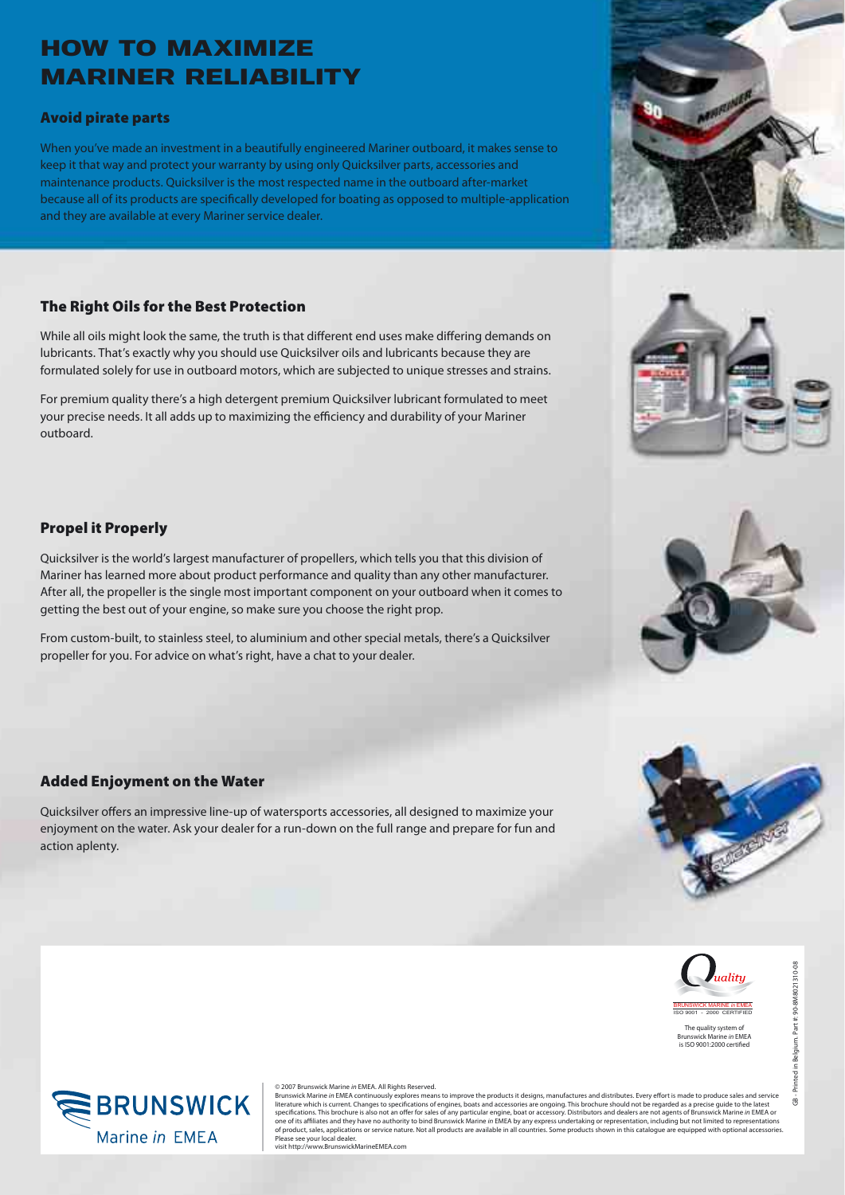# HOW TO MAXIMIZE MARINER RELIABILITY

### Avoid pirate parts

When you've made an investment in a beautifully engineered Mariner outboard, it makes sense to keep it that way and protect your warranty by using only Quicksilver parts, accessories and maintenance products. Quicksilver is the most respected name in the outboard after-market because all of its products are specifically developed for boating as opposed to multiple-application and they are available at every Mariner service dealer.

### The Right Oils for the Best Protection

While all oils might look the same, the truth is that different end uses make differing demands on lubricants. That's exactly why you should use Quicksilver oils and lubricants because they are formulated solely for use in outboard motors, which are subjected to unique stresses and strains.

For premium quality there's a high detergent premium Quicksilver lubricant formulated to meet your precise needs. It all adds up to maximizing the efficiency and durability of your Mariner outboard.

### Propel it Properly

Quicksilver is the world's largest manufacturer of propellers, which tells you that this division of Mariner has learned more about product performance and quality than any other manufacturer. After all, the propeller is the single most important component on your outboard when it comes to getting the best out of your engine, so make sure you choose the right prop.

From custom-built, to stainless steel, to aluminium and other special metals, there's a Quicksilver propeller for you. For advice on what's right, have a chat to your dealer.

### Added Enjoyment on the Water

Quicksilver offers an impressive line-up of watersports accessories, all designed to maximize your enjoyment on the water. Ask your dealer for a run-down on the full range and prepare for fun and action aplenty.

Quality

BRUNSWICK MARINE *in* EMEA
ISO 9001 – 2000 CERTIFIED

The quality system of Brunswick Marine *in* EMEA is ISO 9001:2000 certified

GB - Printed in Belgium. Part #: 90-8M8021310-08

BRUNSWICK
Marine *in* EMEA

© 2007 Brunswick Marine *in* EMEA. All Rights Reserved.
Brunswick Marine *in* EMEA continuously explores means to improve the products it designs, manufactures and distributes. Every effort is made to produce sales and service literature which is current. Changes to specifications of engines, boats and accessories are ongoing. This brochure should not be regarded as a precise guide to the latest specifications. This brochure is also not an offer for sales of any particular engine, boat or accessory. Distributors and dealers are not agents of Brunswick Marine *in* EMEA or one of its affiliates and they have no authority to bind Brunswick Marine *in* EMEA by any express undertaking or representation, including but not limited to representations of product, sales, applications or service nature. Not all products are available in all countries. Some products shown in this catalogue are equipped with optional accessories.
Please see your local dealer.
visit http://www.BrunswickMarineEMEA.com